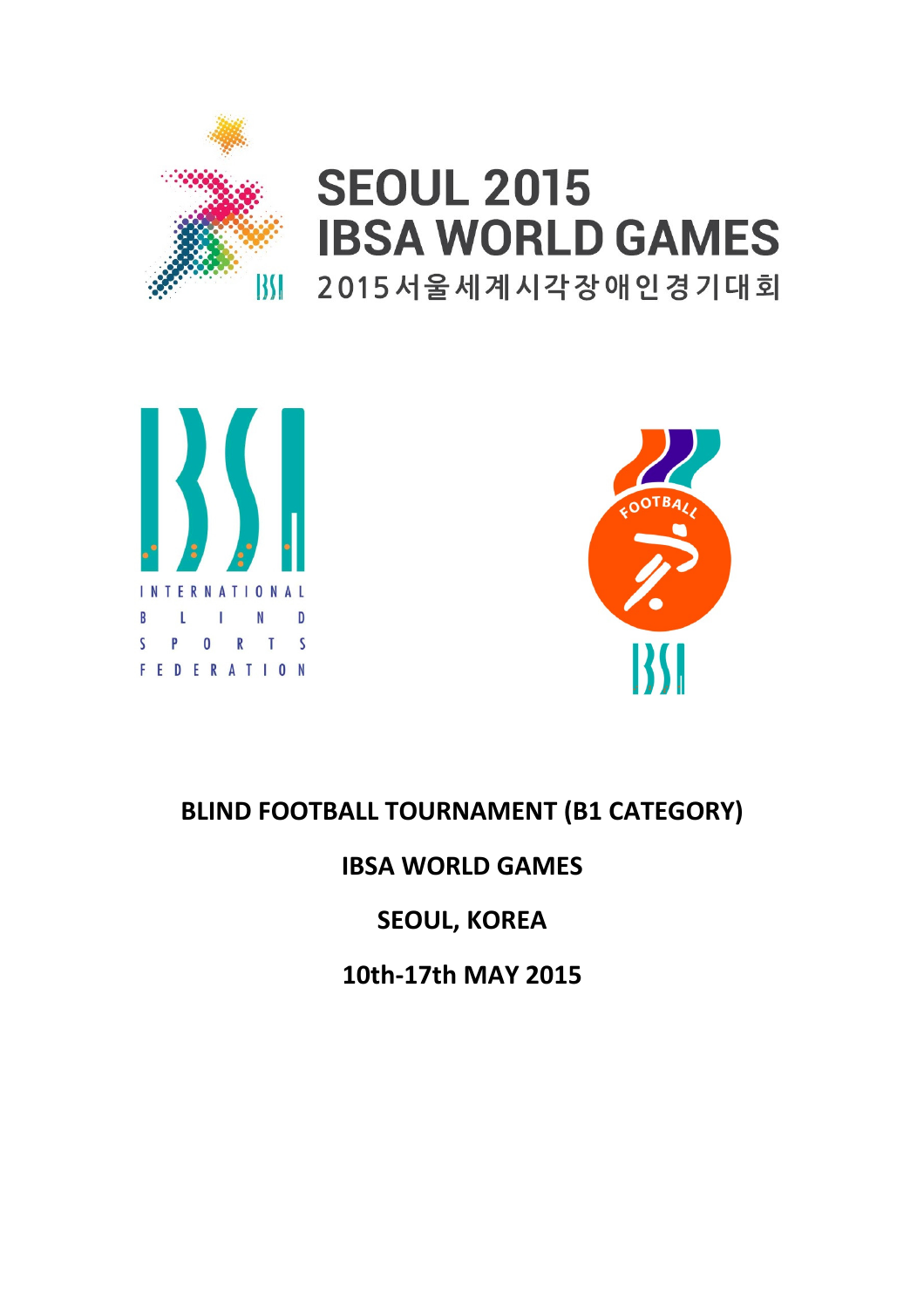SEOUL 2015
IBSA WORLD GAMES
2015서울세계시각장애인경기대회

INTERNATIONAL
BLIND
SPORTS
FEDERATION

# BLIND FOOTBALL TOURNAMENT (B1 CATEGORY)

## IBSA WORLD GAMES

## SEOUL, KOREA

## 10th-17th MAY 2015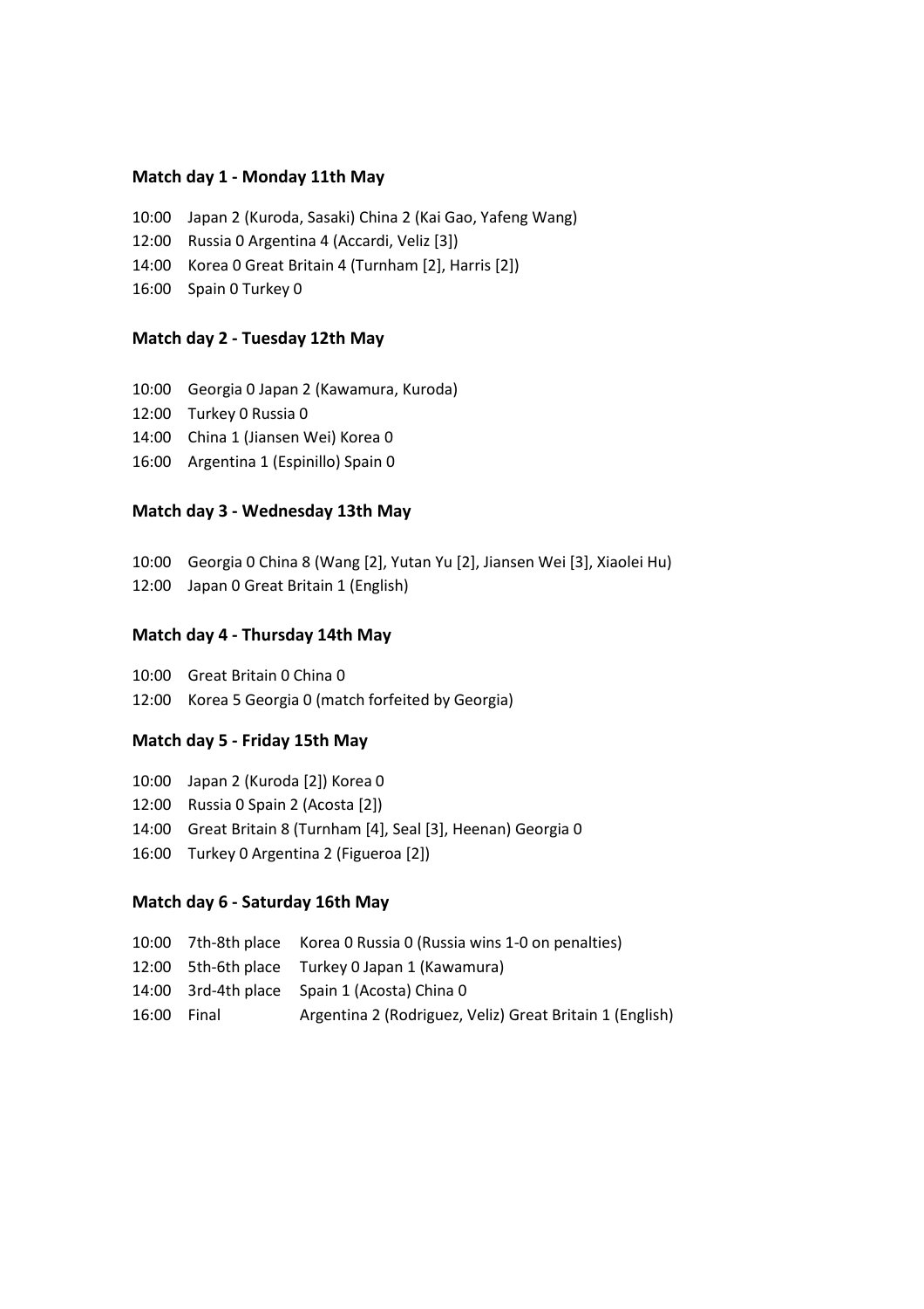**Match day 1 - Monday 11th May**

10:00 Japan 2 (Kuroda, Sasaki) China 2 (Kai Gao, Yafeng Wang)

12:00 Russia 0 Argentina 4 (Accardi, Veliz [3])

14:00 Korea 0 Great Britain 4 (Turnham [2], Harris [2])

16:00 Spain 0 Turkey 0

**Match day 2 - Tuesday 12th May**

10:00 Georgia 0 Japan 2 (Kawamura, Kuroda)

12:00 Turkey 0 Russia 0

14:00 China 1 (Jiansen Wei) Korea 0

16:00 Argentina 1 (Espinillo) Spain 0

**Match day 3 - Wednesday 13th May**

10:00 Georgia 0 China 8 (Wang [2], Yutan Yu [2], Jiansen Wei [3], Xiaolei Hu)

12:00 Japan 0 Great Britain 1 (English)

**Match day 4 - Thursday 14th May**

10:00 Great Britain 0 China 0

12:00 Korea 5 Georgia 0 (match forfeited by Georgia)

**Match day 5 - Friday 15th May**

10:00 Japan 2 (Kuroda [2]) Korea 0

12:00 Russia 0 Spain 2 (Acosta [2])

14:00 Great Britain 8 (Turnham [4], Seal [3], Heenan) Georgia 0

16:00 Turkey 0 Argentina 2 (Figueroa [2])

**Match day 6 - Saturday 16th May**

10:00 7th-8th place Korea 0 Russia 0 (Russia wins 1-0 on penalties)

12:00 5th-6th place Turkey 0 Japan 1 (Kawamura)

14:00 3rd-4th place Spain 1 (Acosta) China 0

16:00 Final Argentina 2 (Rodriguez, Veliz) Great Britain 1 (English)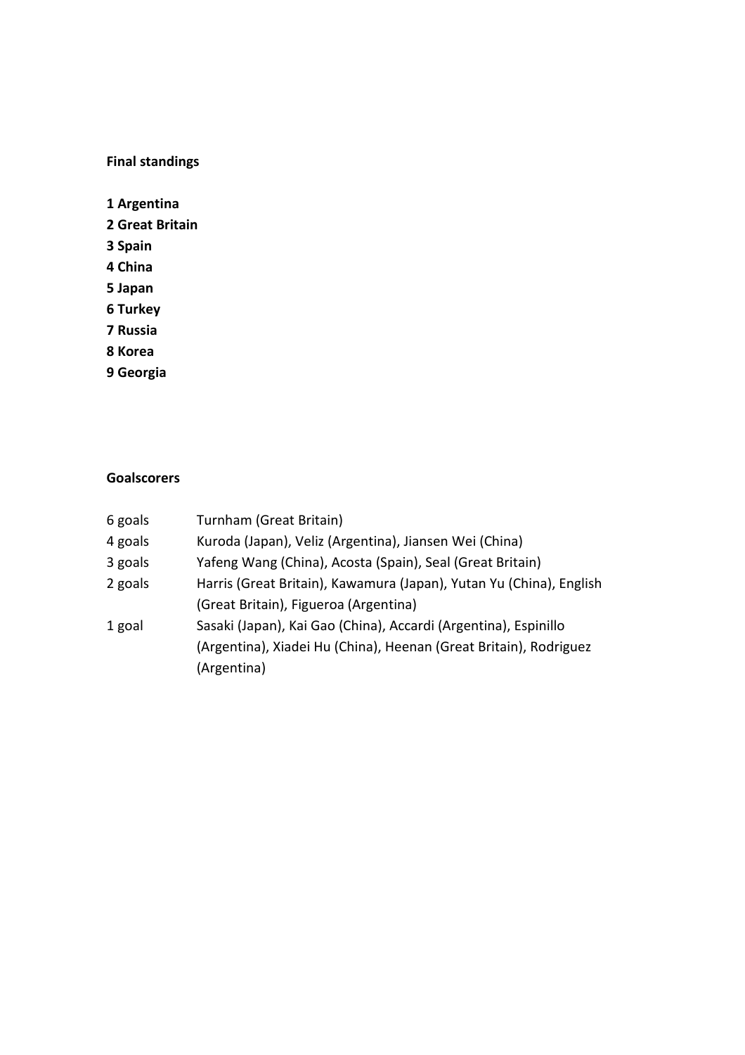**Final standings**

**1 Argentina**
**2 Great Britain**
**3 Spain**
**4 China**
**5 Japan**
**6 Turkey**
**7 Russia**
**8 Korea**
**9 Georgia**

**Goalscorers**

| | |
|---|---|
| 6 goals | Turnham (Great Britain) |
| 4 goals | Kuroda (Japan), Veliz (Argentina), Jiansen Wei (China) |
| 3 goals | Yafeng Wang (China), Acosta (Spain), Seal (Great Britain) |
| 2 goals | Harris (Great Britain), Kawamura (Japan), Yutan Yu (China), English (Great Britain), Figueroa (Argentina) |
| 1 goal | Sasaki (Japan), Kai Gao (China), Accardi (Argentina), Espinillo (Argentina), Xiadei Hu (China), Heenan (Great Britain), Rodriguez (Argentina) |